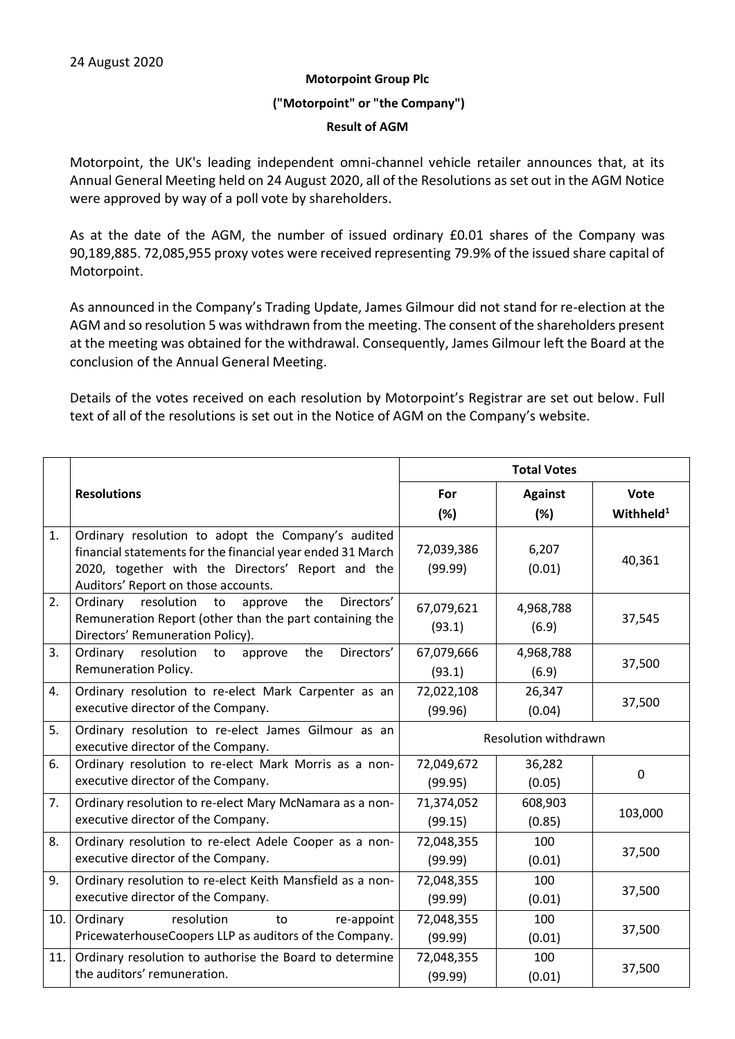24 August 2020

**Motorpoint Group Plc**

**("Motorpoint" or "the Company")**

**Result of AGM**

Motorpoint, the UK's leading independent omni-channel vehicle retailer announces that, at its Annual General Meeting held on 24 August 2020, all of the Resolutions as set out in the AGM Notice were approved by way of a poll vote by shareholders.

As at the date of the AGM, the number of issued ordinary £0.01 shares of the Company was 90,189,885. 72,085,955 proxy votes were received representing 79.9% of the issued share capital of Motorpoint.

As announced in the Company's Trading Update, James Gilmour did not stand for re-election at the AGM and so resolution 5 was withdrawn from the meeting. The consent of the shareholders present at the meeting was obtained for the withdrawal. Consequently, James Gilmour left the Board at the conclusion of the Annual General Meeting.

Details of the votes received on each resolution by Motorpoint's Registrar are set out below. Full text of all of the resolutions is set out in the Notice of AGM on the Company's website.

| | **Resolutions** | **Total Votes** | | |
|---|---|---|---|---|
| | | **For (%)** | **Against (%)** | **Vote Withheld[1]** |
| 1. | Ordinary resolution to adopt the Company's audited financial statements for the financial year ended 31 March 2020, together with the Directors' Report and the Auditors' Report on those accounts. | 72,039,386 (99.99) | 6,207 (0.01) | 40,361 |
| 2. | Ordinary resolution to approve the Directors' Remuneration Report (other than the part containing the Directors' Remuneration Policy). | 67,079,621 (93.1) | 4,968,788 (6.9) | 37,545 |
| 3. | Ordinary resolution to approve the Directors' Remuneration Policy. | 67,079,666 (93.1) | 4,968,788 (6.9) | 37,500 |
| 4. | Ordinary resolution to re-elect Mark Carpenter as an executive director of the Company. | 72,022,108 (99.96) | 26,347 (0.04) | 37,500 |
| 5. | Ordinary resolution to re-elect James Gilmour as an executive director of the Company. | Resolution withdrawn | | |
| 6. | Ordinary resolution to re-elect Mark Morris as a non-executive director of the Company. | 72,049,672 (99.95) | 36,282 (0.05) | 0 |
| 7. | Ordinary resolution to re-elect Mary McNamara as a non-executive director of the Company. | 71,374,052 (99.15) | 608,903 (0.85) | 103,000 |
| 8. | Ordinary resolution to re-elect Adele Cooper as a non-executive director of the Company. | 72,048,355 (99.99) | 100 (0.01) | 37,500 |
| 9. | Ordinary resolution to re-elect Keith Mansfield as a non-executive director of the Company. | 72,048,355 (99.99) | 100 (0.01) | 37,500 |
| 10. | Ordinary resolution to re-appoint PricewaterhouseCoopers LLP as auditors of the Company. | 72,048,355 (99.99) | 100 (0.01) | 37,500 |
| 11. | Ordinary resolution to authorise the Board to determine the auditors' remuneration. | 72,048,355 (99.99) | 100 (0.01) | 37,500 |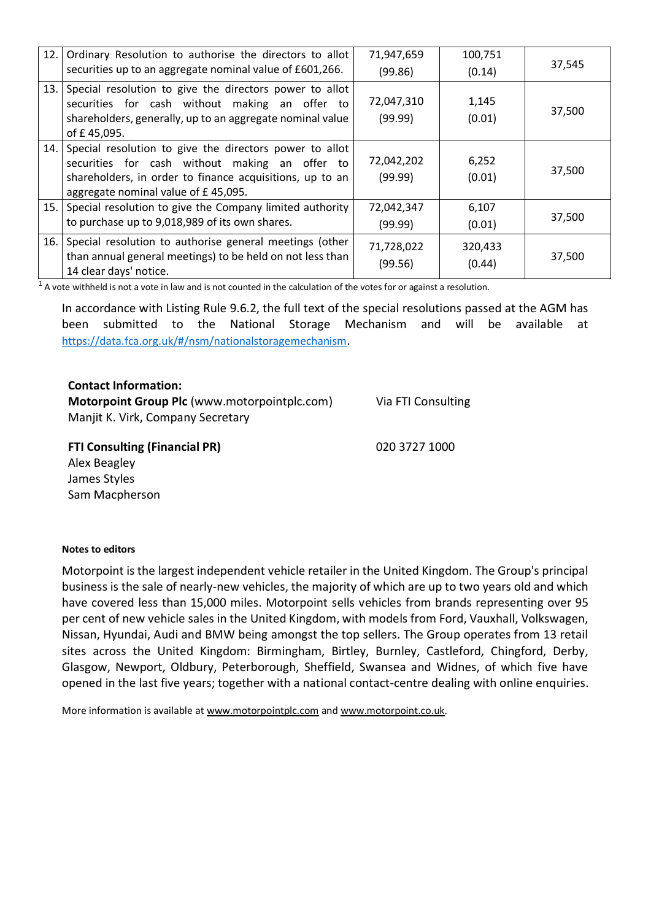| | | | | |
|---|---|---|---|---|
| 12. | Ordinary Resolution to authorise the directors to allot securities up to an aggregate nominal value of £601,266. | 71,947,659 (99.86) | 100,751 (0.14) | 37,545 |
| 13. | Special resolution to give the directors power to allot securities for cash without making an offer to shareholders, generally, up to an aggregate nominal value of £ 45,095. | 72,047,310 (99.99) | 1,145 (0.01) | 37,500 |
| 14. | Special resolution to give the directors power to allot securities for cash without making an offer to shareholders, in order to finance acquisitions, up to an aggregate nominal value of £ 45,095. | 72,042,202 (99.99) | 6,252 (0.01) | 37,500 |
| 15. | Special resolution to give the Company limited authority to purchase up to 9,018,989 of its own shares. | 72,042,347 (99.99) | 6,107 (0.01) | 37,500 |
| 16. | Special resolution to authorise general meetings (other than annual general meetings) to be held on not less than 14 clear days' notice. | 71,728,022 (99.56) | 320,433 (0.44) | 37,500 |

[1] A vote withheld is not a vote in law and is not counted in the calculation of the votes for or against a resolution.

In accordance with Listing Rule 9.6.2, the full text of the special resolutions passed at the AGM has been submitted to the National Storage Mechanism and will be available at https://data.fca.org.uk/#/nsm/nationalstoragemechanism.

**Contact Information:**

**Motorpoint Group Plc** (www.motorpointplc.com) — Via FTI Consulting
Manjit K. Virk, Company Secretary

**FTI Consulting (Financial PR)** — 020 3727 1000
Alex Beagley
James Styles
Sam Macpherson

**Notes to editors**

Motorpoint is the largest independent vehicle retailer in the United Kingdom. The Group's principal business is the sale of nearly-new vehicles, the majority of which are up to two years old and which have covered less than 15,000 miles. Motorpoint sells vehicles from brands representing over 95 per cent of new vehicle sales in the United Kingdom, with models from Ford, Vauxhall, Volkswagen, Nissan, Hyundai, Audi and BMW being amongst the top sellers. The Group operates from 13 retail sites across the United Kingdom: Birmingham, Birtley, Burnley, Castleford, Chingford, Derby, Glasgow, Newport, Oldbury, Peterborough, Sheffield, Swansea and Widnes, of which five have opened in the last five years; together with a national contact-centre dealing with online enquiries.

More information is available at www.motorpointplc.com and www.motorpoint.co.uk.